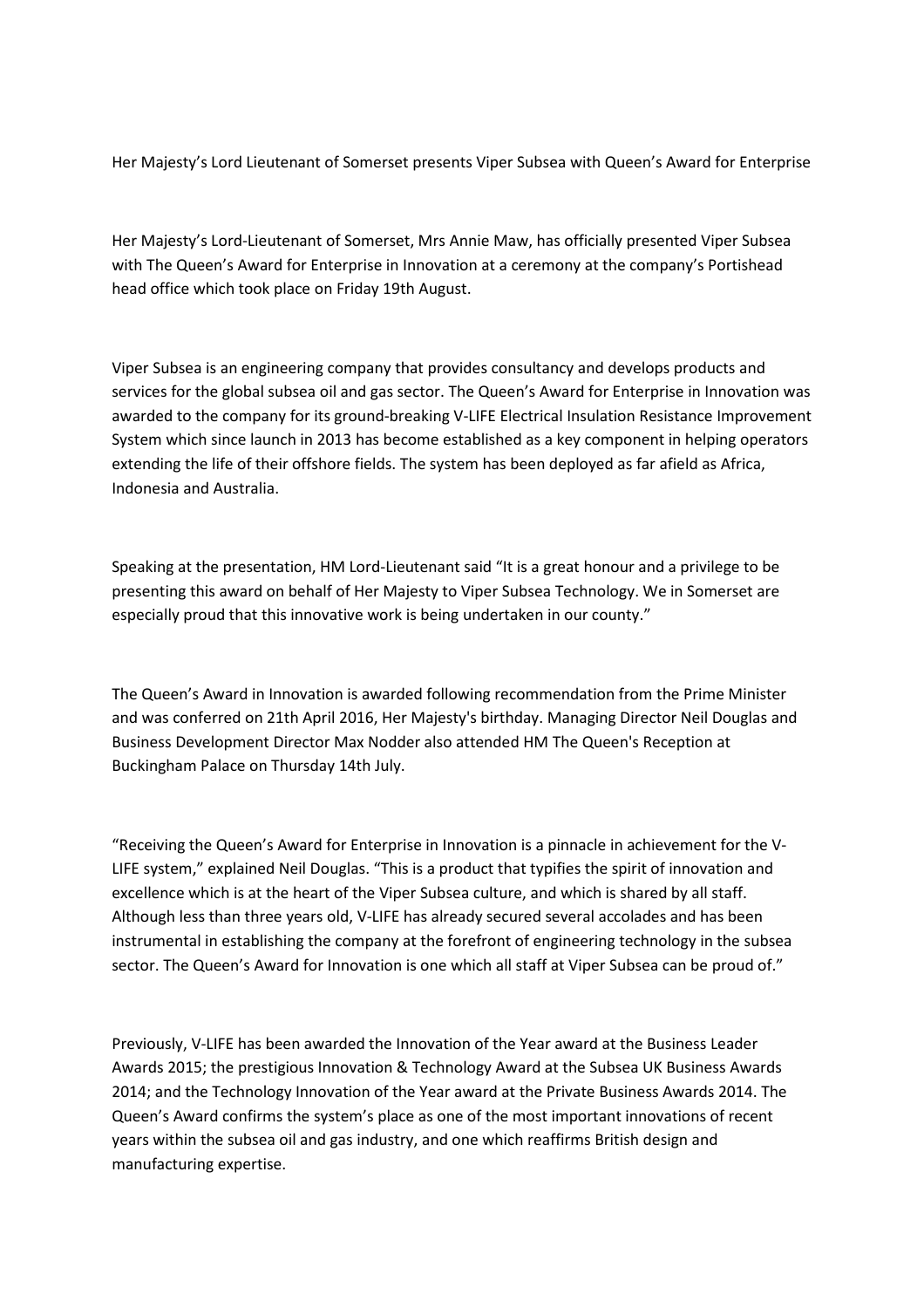# Her Majesty's Lord Lieutenant of Somerset presents Viper Subsea with Queen's Award for Enterprise

Her Majesty's Lord-Lieutenant of Somerset, Mrs Annie Maw, has officially presented Viper Subsea with The Queen's Award for Enterprise in Innovation at a ceremony at the company's Portishead head office which took place on Friday 19th August.

Viper Subsea is an engineering company that provides consultancy and develops products and services for the global subsea oil and gas sector. The Queen's Award for Enterprise in Innovation was awarded to the company for its ground-breaking V-LIFE Electrical Insulation Resistance Improvement System which since launch in 2013 has become established as a key component in helping operators extending the life of their offshore fields. The system has been deployed as far afield as Africa, Indonesia and Australia.

Speaking at the presentation, HM Lord-Lieutenant said "It is a great honour and a privilege to be presenting this award on behalf of Her Majesty to Viper Subsea Technology. We in Somerset are especially proud that this innovative work is being undertaken in our county."

The Queen's Award in Innovation is awarded following recommendation from the Prime Minister and was conferred on 21th April 2016, Her Majesty's birthday. Managing Director Neil Douglas and Business Development Director Max Nodder also attended HM The Queen's Reception at Buckingham Palace on Thursday 14th July.

"Receiving the Queen's Award for Enterprise in Innovation is a pinnacle in achievement for the V-LIFE system," explained Neil Douglas. "This is a product that typifies the spirit of innovation and excellence which is at the heart of the Viper Subsea culture, and which is shared by all staff. Although less than three years old, V-LIFE has already secured several accolades and has been instrumental in establishing the company at the forefront of engineering technology in the subsea sector. The Queen's Award for Innovation is one which all staff at Viper Subsea can be proud of."

Previously, V-LIFE has been awarded the Innovation of the Year award at the Business Leader Awards 2015; the prestigious Innovation & Technology Award at the Subsea UK Business Awards 2014; and the Technology Innovation of the Year award at the Private Business Awards 2014. The Queen's Award confirms the system's place as one of the most important innovations of recent years within the subsea oil and gas industry, and one which reaffirms British design and manufacturing expertise.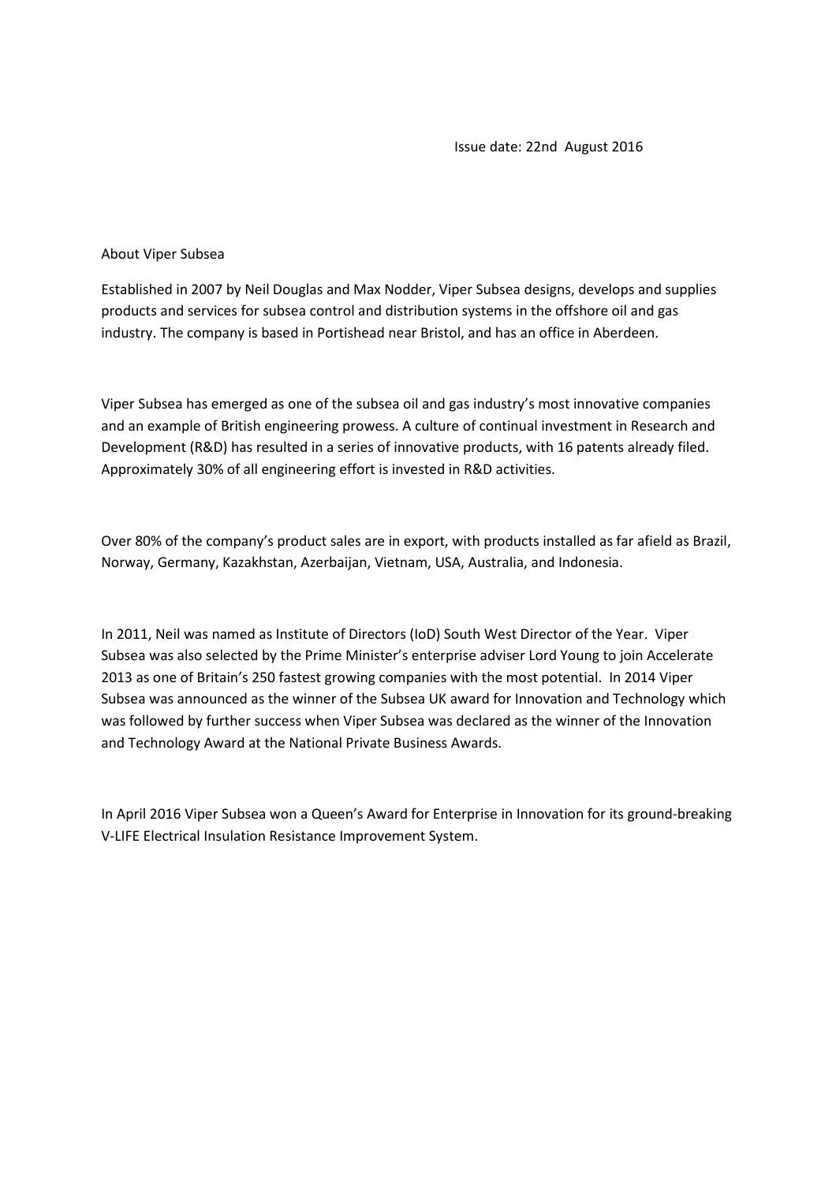Issue date: 22nd August 2016

About Viper Subsea

Established in 2007 by Neil Douglas and Max Nodder, Viper Subsea designs, develops and supplies products and services for subsea control and distribution systems in the offshore oil and gas industry. The company is based in Portishead near Bristol, and has an office in Aberdeen.

Viper Subsea has emerged as one of the subsea oil and gas industry's most innovative companies and an example of British engineering prowess. A culture of continual investment in Research and Development (R&D) has resulted in a series of innovative products, with 16 patents already filed. Approximately 30% of all engineering effort is invested in R&D activities.

Over 80% of the company's product sales are in export, with products installed as far afield as Brazil, Norway, Germany, Kazakhstan, Azerbaijan, Vietnam, USA, Australia, and Indonesia.

In 2011, Neil was named as Institute of Directors (IoD) South West Director of the Year. Viper Subsea was also selected by the Prime Minister's enterprise adviser Lord Young to join Accelerate 2013 as one of Britain's 250 fastest growing companies with the most potential. In 2014 Viper Subsea was announced as the winner of the Subsea UK award for Innovation and Technology which was followed by further success when Viper Subsea was declared as the winner of the Innovation and Technology Award at the National Private Business Awards.

In April 2016 Viper Subsea won a Queen's Award for Enterprise in Innovation for its ground-breaking V-LIFE Electrical Insulation Resistance Improvement System.